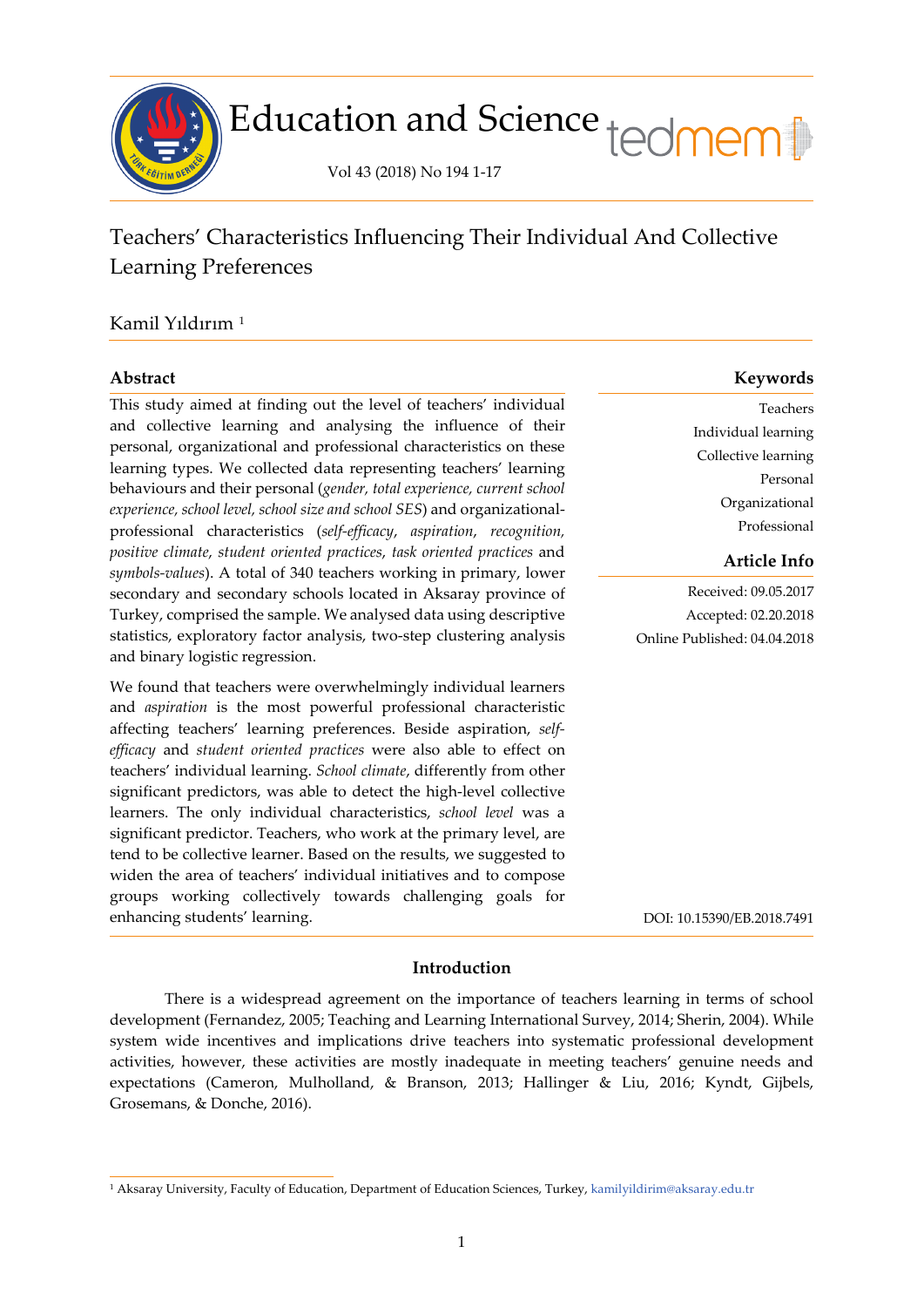# Teachers' Characteristics Influencing Their Individual And Collective Learning Preferences

Kamil Yıldırım [1]

## Abstract

This study aimed at finding out the level of teachers' individual and collective learning and analysing the influence of their personal, organizational and professional characteristics on these learning types. We collected data representing teachers' learning behaviours and their personal (*gender, total experience, current school experience, school level, school size and school SES*) and organizational-professional characteristics (*self-efficacy*, *aspiration*, *recognition*, *positive climate*, *student oriented practices*, *task oriented practices* and *symbols-values*). A total of 340 teachers working in primary, lower secondary and secondary schools located in Aksaray province of Turkey, comprised the sample. We analysed data using descriptive statistics, exploratory factor analysis, two-step clustering analysis and binary logistic regression.

We found that teachers were overwhelmingly individual learners and *aspiration* is the most powerful professional characteristic affecting teachers' learning preferences. Beside aspiration, *self-efficacy* and *student oriented practices* were also able to effect on teachers' individual learning. *School climate*, differently from other significant predictors, was able to detect the high-level collective learners. The only individual characteristics, *school level* was a significant predictor. Teachers, who work at the primary level, are tend to be collective learner. Based on the results, we suggested to widen the area of teachers' individual initiatives and to compose groups working collectively towards challenging goals for enhancing students' learning.

## Keywords

Teachers
Individual learning
Collective learning
Personal
Organizational
Professional

## Article Info

Received: 09.05.2017
Accepted: 02.20.2018
Online Published: 04.04.2018

DOI: 10.15390/EB.2018.7491

## Introduction

There is a widespread agreement on the importance of teachers learning in terms of school development (Fernandez, 2005; Teaching and Learning International Survey, 2014; Sherin, 2004). While system wide incentives and implications drive teachers into systematic professional development activities, however, these activities are mostly inadequate in meeting teachers' genuine needs and expectations (Cameron, Mulholland, & Branson, 2013; Hallinger & Liu, 2016; Kyndt, Gijbels, Grosemans, & Donche, 2016).

---

[1] Aksaray University, Faculty of Education, Department of Education Sciences, Turkey, kamilyildirim@aksaray.edu.tr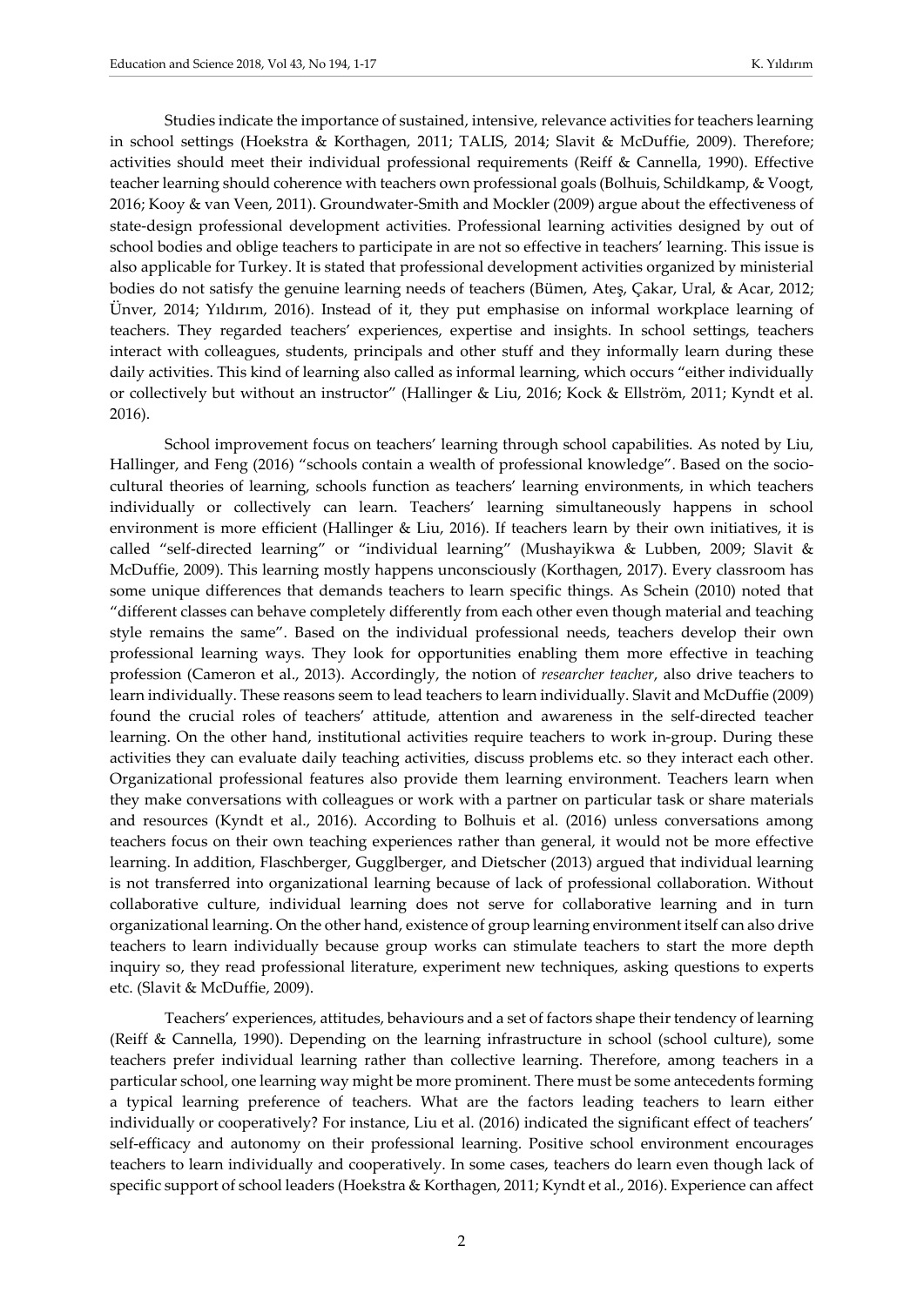Studies indicate the importance of sustained, intensive, relevance activities for teachers learning in school settings (Hoekstra & Korthagen, 2011; TALIS, 2014; Slavit & McDuffie, 2009). Therefore; activities should meet their individual professional requirements (Reiff & Cannella, 1990). Effective teacher learning should coherence with teachers own professional goals (Bolhuis, Schildkamp, & Voogt, 2016; Kooy & van Veen, 2011). Groundwater-Smith and Mockler (2009) argue about the effectiveness of state-design professional development activities. Professional learning activities designed by out of school bodies and oblige teachers to participate in are not so effective in teachers' learning. This issue is also applicable for Turkey. It is stated that professional development activities organized by ministerial bodies do not satisfy the genuine learning needs of teachers (Bümen, Ateş, Çakar, Ural, & Acar, 2012; Ünver, 2014; Yıldırım, 2016). Instead of it, they put emphasise on informal workplace learning of teachers. They regarded teachers' experiences, expertise and insights. In school settings, teachers interact with colleagues, students, principals and other stuff and they informally learn during these daily activities. This kind of learning also called as informal learning, which occurs "either individually or collectively but without an instructor" (Hallinger & Liu, 2016; Kock & Ellström, 2011; Kyndt et al. 2016).

School improvement focus on teachers' learning through school capabilities. As noted by Liu, Hallinger, and Feng (2016) "schools contain a wealth of professional knowledge". Based on the socio-cultural theories of learning, schools function as teachers' learning environments, in which teachers individually or collectively can learn. Teachers' learning simultaneously happens in school environment is more efficient (Hallinger & Liu, 2016). If teachers learn by their own initiatives, it is called "self-directed learning" or "individual learning" (Mushayikwa & Lubben, 2009; Slavit & McDuffie, 2009). This learning mostly happens unconsciously (Korthagen, 2017). Every classroom has some unique differences that demands teachers to learn specific things. As Schein (2010) noted that "different classes can behave completely differently from each other even though material and teaching style remains the same". Based on the individual professional needs, teachers develop their own professional learning ways. They look for opportunities enabling them more effective in teaching profession (Cameron et al., 2013). Accordingly, the notion of *researcher teacher*, also drive teachers to learn individually. These reasons seem to lead teachers to learn individually. Slavit and McDuffie (2009) found the crucial roles of teachers' attitude, attention and awareness in the self-directed teacher learning. On the other hand, institutional activities require teachers to work in-group. During these activities they can evaluate daily teaching activities, discuss problems etc. so they interact each other. Organizational professional features also provide them learning environment. Teachers learn when they make conversations with colleagues or work with a partner on particular task or share materials and resources (Kyndt et al., 2016). According to Bolhuis et al. (2016) unless conversations among teachers focus on their own teaching experiences rather than general, it would not be more effective learning. In addition, Flaschberger, Gugglberger, and Dietscher (2013) argued that individual learning is not transferred into organizational learning because of lack of professional collaboration. Without collaborative culture, individual learning does not serve for collaborative learning and in turn organizational learning. On the other hand, existence of group learning environment itself can also drive teachers to learn individually because group works can stimulate teachers to start the more depth inquiry so, they read professional literature, experiment new techniques, asking questions to experts etc. (Slavit & McDuffie, 2009).

Teachers' experiences, attitudes, behaviours and a set of factors shape their tendency of learning (Reiff & Cannella, 1990). Depending on the learning infrastructure in school (school culture), some teachers prefer individual learning rather than collective learning. Therefore, among teachers in a particular school, one learning way might be more prominent. There must be some antecedents forming a typical learning preference of teachers. What are the factors leading teachers to learn either individually or cooperatively? For instance, Liu et al. (2016) indicated the significant effect of teachers' self-efficacy and autonomy on their professional learning. Positive school environment encourages teachers to learn individually and cooperatively. In some cases, teachers do learn even though lack of specific support of school leaders (Hoekstra & Korthagen, 2011; Kyndt et al., 2016). Experience can affect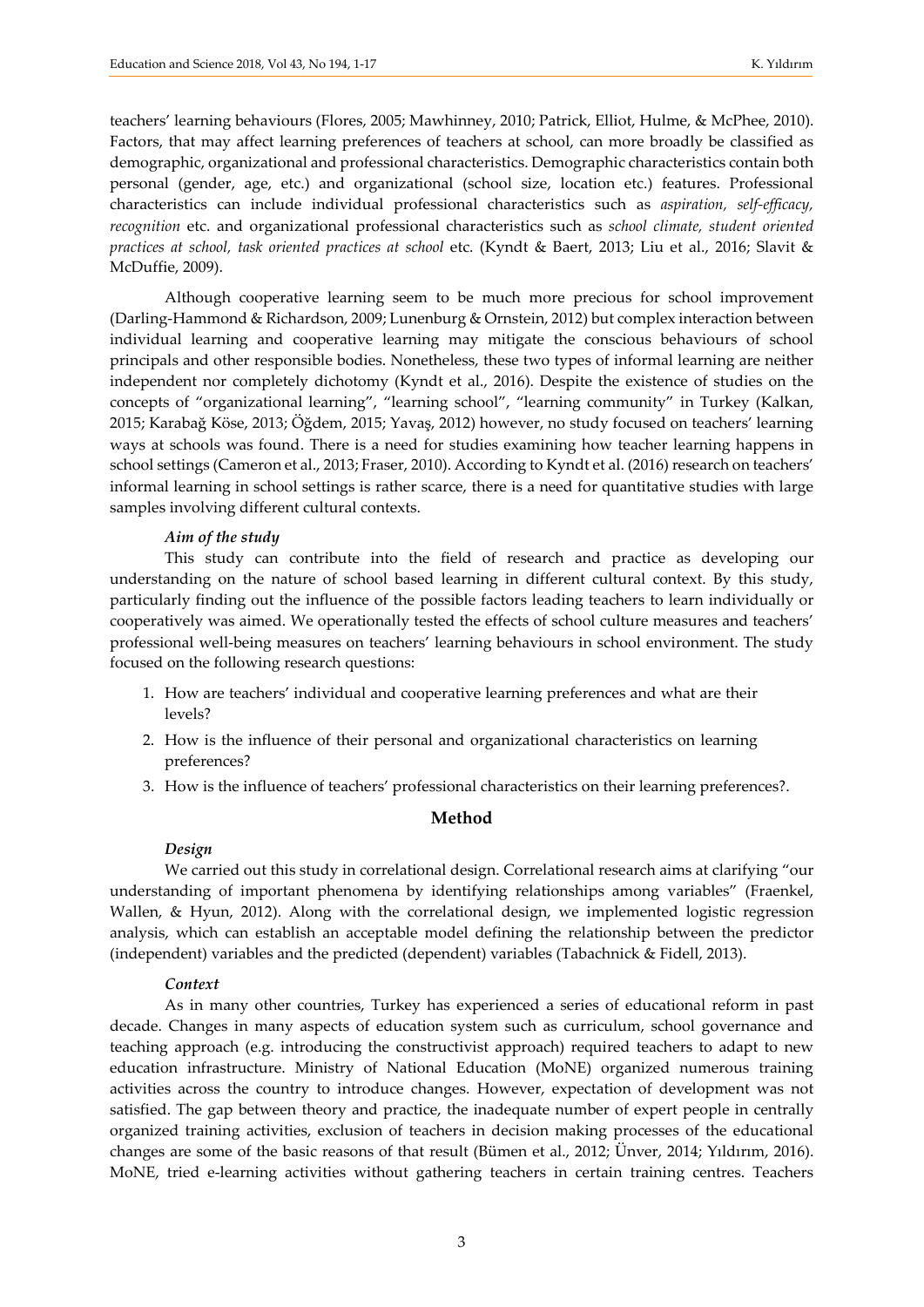teachers' learning behaviours (Flores, 2005; Mawhinney, 2010; Patrick, Elliot, Hulme, & McPhee, 2010). Factors, that may affect learning preferences of teachers at school, can more broadly be classified as demographic, organizational and professional characteristics. Demographic characteristics contain both personal (gender, age, etc.) and organizational (school size, location etc.) features. Professional characteristics can include individual professional characteristics such as *aspiration, self-efficacy, recognition* etc. and organizational professional characteristics such as *school climate, student oriented practices at school, task oriented practices at school* etc. (Kyndt & Baert, 2013; Liu et al., 2016; Slavit & McDuffie, 2009).

Although cooperative learning seem to be much more precious for school improvement (Darling-Hammond & Richardson, 2009; Lunenburg & Ornstein, 2012) but complex interaction between individual learning and cooperative learning may mitigate the conscious behaviours of school principals and other responsible bodies. Nonetheless, these two types of informal learning are neither independent nor completely dichotomy (Kyndt et al., 2016). Despite the existence of studies on the concepts of "organizational learning", "learning school", "learning community" in Turkey (Kalkan, 2015; Karabağ Köse, 2013; Öğdem, 2015; Yavaş, 2012) however, no study focused on teachers' learning ways at schools was found. There is a need for studies examining how teacher learning happens in school settings (Cameron et al., 2013; Fraser, 2010). According to Kyndt et al. (2016) research on teachers' informal learning in school settings is rather scarce, there is a need for quantitative studies with large samples involving different cultural contexts.

### *Aim of the study*

This study can contribute into the field of research and practice as developing our understanding on the nature of school based learning in different cultural context. By this study, particularly finding out the influence of the possible factors leading teachers to learn individually or cooperatively was aimed. We operationally tested the effects of school culture measures and teachers' professional well-being measures on teachers' learning behaviours in school environment. The study focused on the following research questions:

1. How are teachers' individual and cooperative learning preferences and what are their levels?
2. How is the influence of their personal and organizational characteristics on learning preferences?
3. How is the influence of teachers' professional characteristics on their learning preferences?.

## Method

### *Design*

We carried out this study in correlational design. Correlational research aims at clarifying "our understanding of important phenomena by identifying relationships among variables" (Fraenkel, Wallen, & Hyun, 2012). Along with the correlational design, we implemented logistic regression analysis, which can establish an acceptable model defining the relationship between the predictor (independent) variables and the predicted (dependent) variables (Tabachnick & Fidell, 2013).

### *Context*

As in many other countries, Turkey has experienced a series of educational reform in past decade. Changes in many aspects of education system such as curriculum, school governance and teaching approach (e.g. introducing the constructivist approach) required teachers to adapt to new education infrastructure. Ministry of National Education (MoNE) organized numerous training activities across the country to introduce changes. However, expectation of development was not satisfied. The gap between theory and practice, the inadequate number of expert people in centrally organized training activities, exclusion of teachers in decision making processes of the educational changes are some of the basic reasons of that result (Bümen et al., 2012; Ünver, 2014; Yıldırım, 2016). MoNE, tried e-learning activities without gathering teachers in certain training centres. Teachers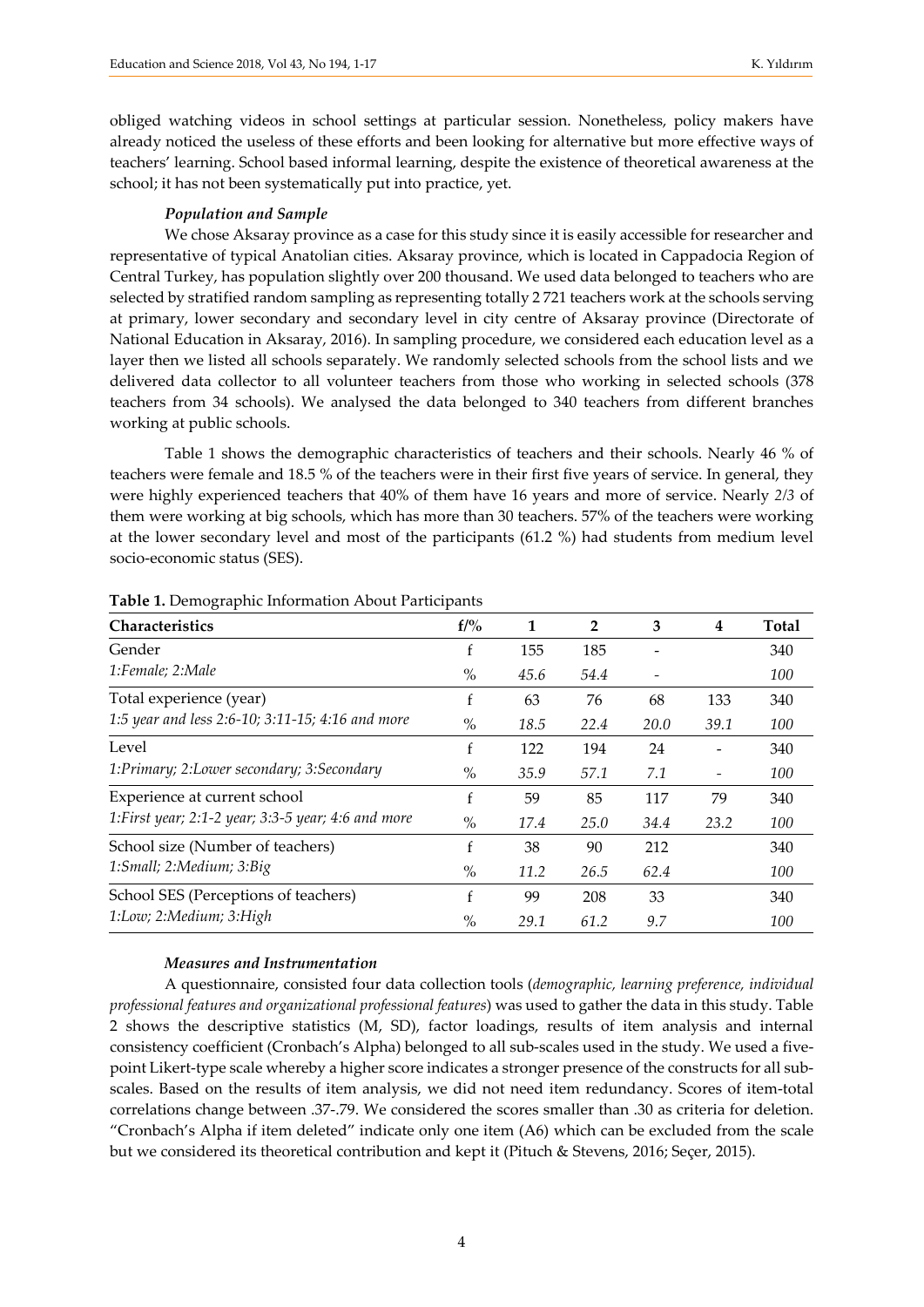obliged watching videos in school settings at particular session. Nonetheless, policy makers have already noticed the useless of these efforts and been looking for alternative but more effective ways of teachers' learning. School based informal learning, despite the existence of theoretical awareness at the school; it has not been systematically put into practice, yet.

#### *Population and Sample*

We chose Aksaray province as a case for this study since it is easily accessible for researcher and representative of typical Anatolian cities. Aksaray province, which is located in Cappadocia Region of Central Turkey, has population slightly over 200 thousand. We used data belonged to teachers who are selected by stratified random sampling as representing totally 2 721 teachers work at the schools serving at primary, lower secondary and secondary level in city centre of Aksaray province (Directorate of National Education in Aksaray, 2016). In sampling procedure, we considered each education level as a layer then we listed all schools separately. We randomly selected schools from the school lists and we delivered data collector to all volunteer teachers from those who working in selected schools (378 teachers from 34 schools). We analysed the data belonged to 340 teachers from different branches working at public schools.

Table 1 shows the demographic characteristics of teachers and their schools. Nearly 46 % of teachers were female and 18.5 % of the teachers were in their first five years of service. In general, they were highly experienced teachers that 40% of them have 16 years and more of service. Nearly 2/3 of them were working at big schools, which has more than 30 teachers. 57% of the teachers were working at the lower secondary level and most of the participants (61.2 %) had students from medium level socio-economic status (SES).

**Table 1.** Demographic Information About Participants

| Characteristics | f/% | 1 | 2 | 3 | 4 | Total |
|---|---|---|---|---|---|---|
| Gender | f | 155 | 185 | - | | 340 |
| *1:Female; 2:Male* | % | *45.6* | *54.4* | - | | *100* |
| Total experience (year) | f | 63 | 76 | 68 | 133 | 340 |
| *1:5 year and less 2:6-10; 3:11-15; 4:16 and more* | % | *18.5* | *22.4* | *20.0* | *39.1* | *100* |
| Level | f | 122 | 194 | 24 | - | 340 |
| *1:Primary; 2:Lower secondary; 3:Secondary* | % | *35.9* | *57.1* | *7.1* | - | *100* |
| Experience at current school | f | 59 | 85 | 117 | 79 | 340 |
| *1:First year; 2:1-2 year; 3:3-5 year; 4:6 and more* | % | *17.4* | *25.0* | *34.4* | *23.2* | *100* |
| School size (Number of teachers) | f | 38 | 90 | 212 | | 340 |
| *1:Small; 2:Medium; 3:Big* | % | *11.2* | *26.5* | *62.4* | | *100* |
| School SES (Perceptions of teachers) | f | 99 | 208 | 33 | | 340 |
| *1:Low; 2:Medium; 3:High* | % | *29.1* | *61.2* | *9.7* | | *100* |

#### *Measures and Instrumentation*

A questionnaire, consisted four data collection tools (*demographic, learning preference, individual professional features and organizational professional features*) was used to gather the data in this study. Table 2 shows the descriptive statistics (M, SD), factor loadings, results of item analysis and internal consistency coefficient (Cronbach's Alpha) belonged to all sub-scales used in the study. We used a five-point Likert-type scale whereby a higher score indicates a stronger presence of the constructs for all sub-scales. Based on the results of item analysis, we did not need item redundancy. Scores of item-total correlations change between .37-.79. We considered the scores smaller than .30 as criteria for deletion. "Cronbach's Alpha if item deleted" indicate only one item (A6) which can be excluded from the scale but we considered its theoretical contribution and kept it (Pituch & Stevens, 2016; Seçer, 2015).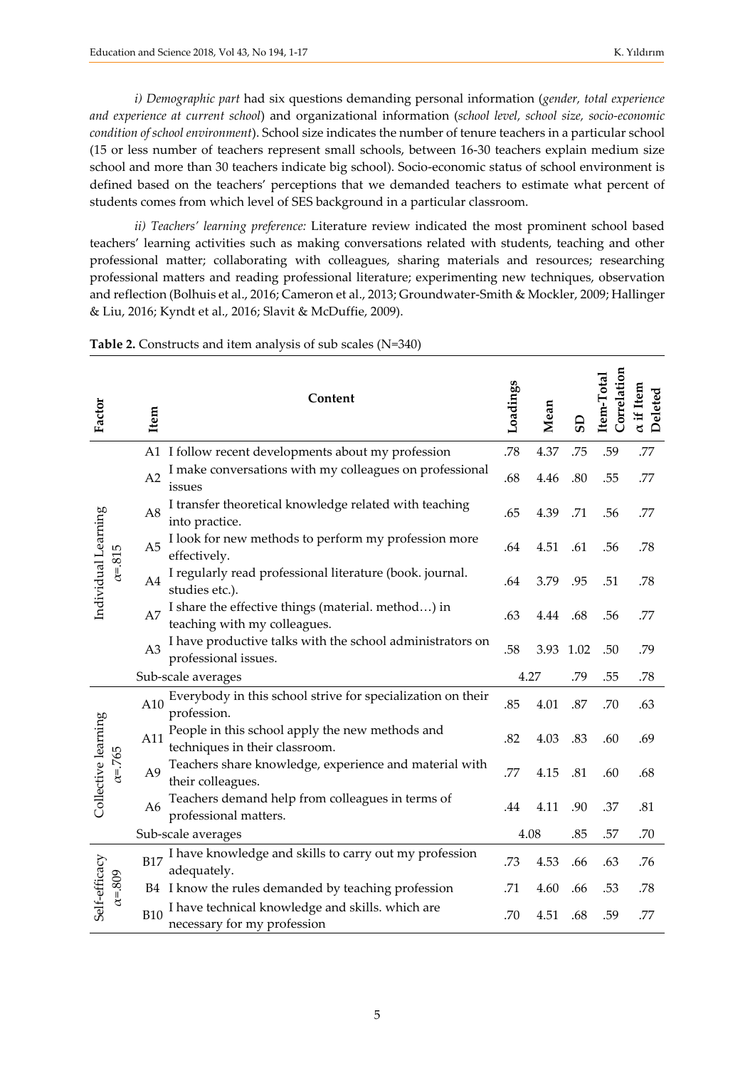*i) Demographic part* had six questions demanding personal information (*gender, total experience and experience at current school*) and organizational information (*school level, school size, socio-economic condition of school environment*). School size indicates the number of tenure teachers in a particular school (15 or less number of teachers represent small schools, between 16-30 teachers explain medium size school and more than 30 teachers indicate big school). Socio-economic status of school environment is defined based on the teachers' perceptions that we demanded teachers to estimate what percent of students comes from which level of SES background in a particular classroom.

*ii) Teachers' learning preference:* Literature review indicated the most prominent school based teachers' learning activities such as making conversations related with students, teaching and other professional matter; collaborating with colleagues, sharing materials and resources; researching professional matters and reading professional literature; experimenting new techniques, observation and reflection (Bolhuis et al., 2016; Cameron et al., 2013; Groundwater-Smith & Mockler, 2009; Hallinger & Liu, 2016; Kyndt et al., 2016; Slavit & McDuffie, 2009).

**Table 2.** Constructs and item analysis of sub scales (N=340)

| Factor | Item | Content | Loadings | Mean | SD | Item-Total Correlation | α if Item Deleted |
|---|---|---|---|---|---|---|---|
| Individual Learning α=.815 | A1 | I follow recent developments about my profession | .78 | 4.37 | .75 | .59 | .77 |
| | A2 | I make conversations with my colleagues on professional issues | .68 | 4.46 | .80 | .55 | .77 |
| | A8 | I transfer theoretical knowledge related with teaching into practice. | .65 | 4.39 | .71 | .56 | .77 |
| | A5 | I look for new methods to perform my profession more effectively. | .64 | 4.51 | .61 | .56 | .78 |
| | A4 | I regularly read professional literature (book. journal. studies etc.). | .64 | 3.79 | .95 | .51 | .78 |
| | A7 | I share the effective things (material. method…) in teaching with my colleagues. | .63 | 4.44 | .68 | .56 | .77 |
| | A3 | I have productive talks with the school administrators on professional issues. | .58 | 3.93 | 1.02 | .50 | .79 |
| | | Sub-scale averages | | 4.27 | .79 | .55 | .78 |
| Collective learning α=.765 | A10 | Everybody in this school strive for specialization on their profession. | .85 | 4.01 | .87 | .70 | .63 |
| | A11 | People in this school apply the new methods and techniques in their classroom. | .82 | 4.03 | .83 | .60 | .69 |
| | A9 | Teachers share knowledge, experience and material with their colleagues. | .77 | 4.15 | .81 | .60 | .68 |
| | A6 | Teachers demand help from colleagues in terms of professional matters. | .44 | 4.11 | .90 | .37 | .81 |
| | | Sub-scale averages | | 4.08 | .85 | .57 | .70 |
| Self-efficacy α=.809 | B17 | I have knowledge and skills to carry out my profession adequately. | .73 | 4.53 | .66 | .63 | .76 |
| | B4 | I know the rules demanded by teaching profession | .71 | 4.60 | .66 | .53 | .78 |
| | B10 | I have technical knowledge and skills. which are necessary for my profession | .70 | 4.51 | .68 | .59 | .77 |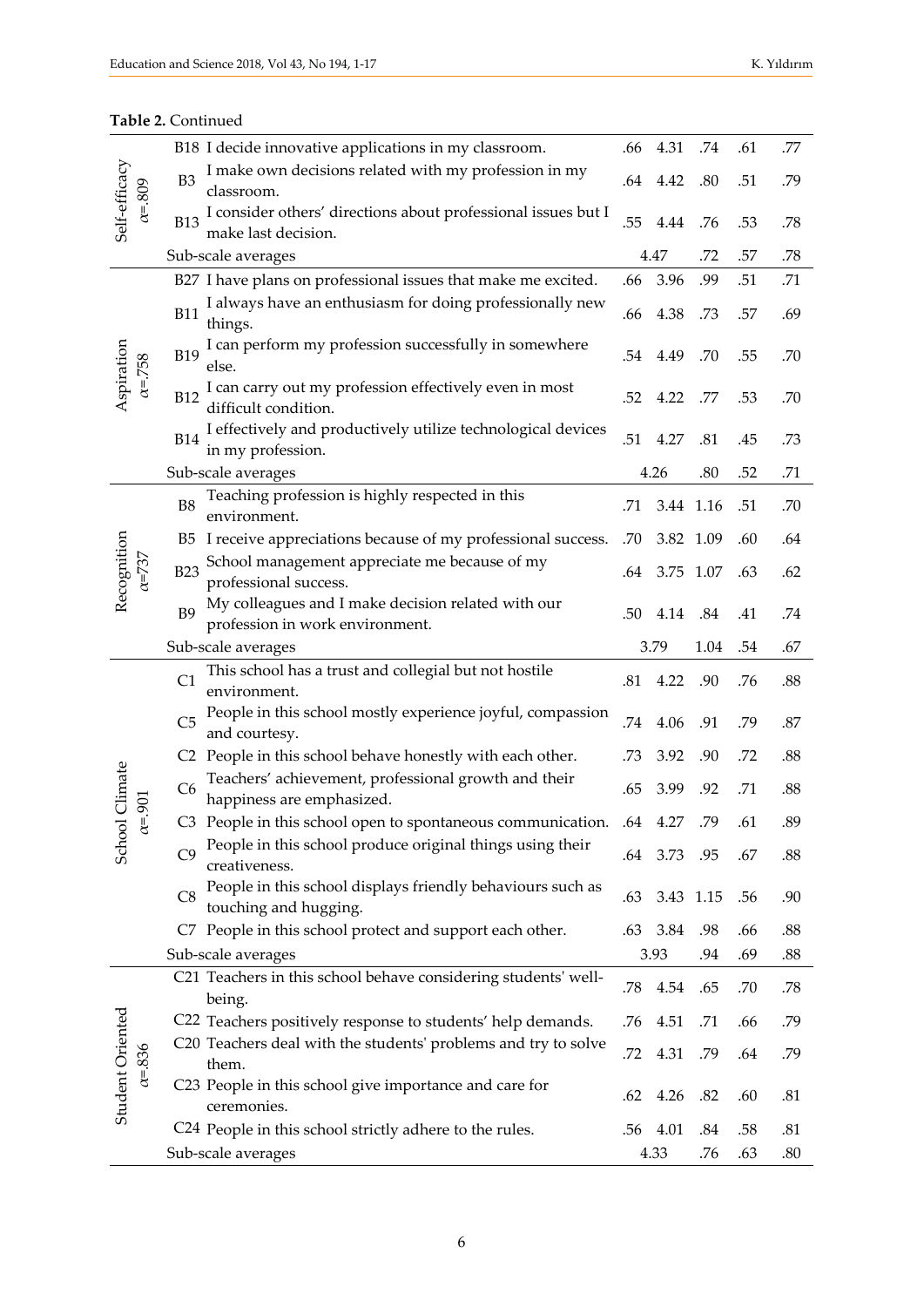**Table 2.** Continued

| | | | | | | | |
|---|---|---|---|---|---|---|---|
| Self-efficacy $\alpha$=.809 | B18 | I decide innovative applications in my classroom. | .66 | 4.31 | .74 | .61 | .77 |
| | B3 | I make own decisions related with my profession in my classroom. | .64 | 4.42 | .80 | .51 | .79 |
| | B13 | I consider others' directions about professional issues but I make last decision. | .55 | 4.44 | .76 | .53 | .78 |
| | Sub-scale averages | | | 4.47 | .72 | .57 | .78 |
| Aspiration $\alpha$=.758 | B27 | I have plans on professional issues that make me excited. | .66 | 3.96 | .99 | .51 | .71 |
| | B11 | I always have an enthusiasm for doing professionally new things. | .66 | 4.38 | .73 | .57 | .69 |
| | B19 | I can perform my profession successfully in somewhere else. | .54 | 4.49 | .70 | .55 | .70 |
| | B12 | I can carry out my profession effectively even in most difficult condition. | .52 | 4.22 | .77 | .53 | .70 |
| | B14 | I effectively and productively utilize technological devices in my profession. | .51 | 4.27 | .81 | .45 | .73 |
| | Sub-scale averages | | | 4.26 | .80 | .52 | .71 |
| Recognition $\alpha$=737 | B8 | Teaching profession is highly respected in this environment. | .71 | 3.44 | 1.16 | .51 | .70 |
| | B5 | I receive appreciations because of my professional success. | .70 | 3.82 | 1.09 | .60 | .64 |
| | B23 | School management appreciate me because of my professional success. | .64 | 3.75 | 1.07 | .63 | .62 |
| | B9 | My colleagues and I make decision related with our profession in work environment. | .50 | 4.14 | .84 | .41 | .74 |
| | Sub-scale averages | | | 3.79 | 1.04 | .54 | .67 |
| School Climate $\alpha$=.901 | C1 | This school has a trust and collegial but not hostile environment. | .81 | 4.22 | .90 | .76 | .88 |
| | C5 | People in this school mostly experience joyful, compassion and courtesy. | .74 | 4.06 | .91 | .79 | .87 |
| | C2 | People in this school behave honestly with each other. | .73 | 3.92 | .90 | .72 | .88 |
| | C6 | Teachers' achievement, professional growth and their happiness are emphasized. | .65 | 3.99 | .92 | .71 | .88 |
| | C3 | People in this school open to spontaneous communication. | .64 | 4.27 | .79 | .61 | .89 |
| | C9 | People in this school produce original things using their creativeness. | .64 | 3.73 | .95 | .67 | .88 |
| | C8 | People in this school displays friendly behaviours such as touching and hugging. | .63 | 3.43 | 1.15 | .56 | .90 |
| | C7 | People in this school protect and support each other. | .63 | 3.84 | .98 | .66 | .88 |
| | Sub-scale averages | | | 3.93 | .94 | .69 | .88 |
| Student Oriented $\alpha$=.836 | C21 | Teachers in this school behave considering students' well-being. | .78 | 4.54 | .65 | .70 | .78 |
| | C22 | Teachers positively response to students' help demands. | .76 | 4.51 | .71 | .66 | .79 |
| | C20 | Teachers deal with the students' problems and try to solve them. | .72 | 4.31 | .79 | .64 | .79 |
| | C23 | People in this school give importance and care for ceremonies. | .62 | 4.26 | .82 | .60 | .81 |
| | C24 | People in this school strictly adhere to the rules. | .56 | 4.01 | .84 | .58 | .81 |
| | Sub-scale averages | | | 4.33 | .76 | .63 | .80 |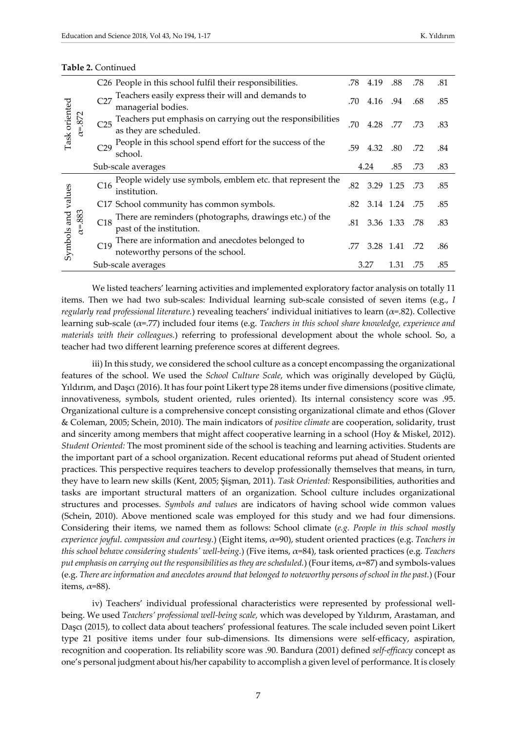**Table 2.** Continued

| | | | | | | |
|---|---|---|---|---|---|---|
| Task oriented $\alpha$=.872 | C26 People in this school fulfil their responsibilities. | .78 | 4.19 | .88 | .78 | .81 |
| | C27 Teachers easily express their will and demands to managerial bodies. | .70 | 4.16 | .94 | .68 | .85 |
| | C25 Teachers put emphasis on carrying out the responsibilities as they are scheduled. | .70 | 4.28 | .77 | .73 | .83 |
| | C29 People in this school spend effort for the success of the school. | .59 | 4.32 | .80 | .72 | .84 |
| | Sub-scale averages | | 4.24 | .85 | .73 | .83 |
| Symbols and values $\alpha$=.883 | C16 People widely use symbols, emblem etc. that represent the institution. | .82 | 3.29 | 1.25 | .73 | .85 |
| | C17 School community has common symbols. | .82 | 3.14 | 1.24 | .75 | .85 |
| | C18 There are reminders (photographs, drawings etc.) of the past of the institution. | .81 | 3.36 | 1.33 | .78 | .83 |
| | C19 There are information and anecdotes belonged to noteworthy persons of the school. | .77 | 3.28 | 1.41 | .72 | .86 |
| | Sub-scale averages | | 3.27 | 1.31 | .75 | .85 |

We listed teachers' learning activities and implemented exploratory factor analysis on totally 11 items. Then we had two sub-scales: Individual learning sub-scale consisted of seven items (e.g., *I regularly read professional literature.*) revealing teachers' individual initiatives to learn ($\alpha$=.82). Collective learning sub-scale ($\alpha$=.77) included four items (e.g. *Teachers in this school share knowledge, experience and materials with their colleagues.*) referring to professional development about the whole school. So, a teacher had two different learning preference scores at different degrees.

iii) In this study, we considered the school culture as a concept encompassing the organizational features of the school. We used the *School Culture Scale*, which was originally developed by Güçlü, Yıldırım, and Daşcı (2016). It has four point Likert type 28 items under five dimensions (positive climate, innovativeness, symbols, student oriented, rules oriented). Its internal consistency score was .95. Organizational culture is a comprehensive concept consisting organizational climate and ethos (Glover & Coleman, 2005; Schein, 2010). The main indicators of *positive climate* are cooperation, solidarity, trust and sincerity among members that might affect cooperative learning in a school (Hoy & Miskel, 2012). *Student Oriented:* The most prominent side of the school is teaching and learning activities. Students are the important part of a school organization. Recent educational reforms put ahead of Student oriented practices. This perspective requires teachers to develop professionally themselves that means, in turn, they have to learn new skills (Kent, 2005; Şişman, 2011). *Task Oriented:* Responsibilities, authorities and tasks are important structural matters of an organization. School culture includes organizational structures and processes. *Symbols and values* are indicators of having school wide common values (Schein, 2010). Above mentioned scale was employed for this study and we had four dimensions. Considering their items, we named them as follows: School climate (*e.g. People in this school mostly experience joyful. compassion and courtesy.*) (Eight items, $\alpha$=90), student oriented practices (e.g. *Teachers in this school behave considering students' well-being.*) (Five items, $\alpha$=84), task oriented practices (e.g. *Teachers put emphasis on carrying out the responsibilities as they are scheduled.*) (Four items, $\alpha$=87) and symbols-values (e.g. *There are information and anecdotes around that belonged to noteworthy persons of school in the past.*) (Four items, $\alpha$=88).

iv) Teachers' individual professional characteristics were represented by professional well-being. We used *Teachers' professional well-being scale,* which was developed by Yıldırım, Arastaman, and Daşcı (2015), to collect data about teachers' professional features. The scale included seven point Likert type 21 positive items under four sub-dimensions. Its dimensions were self-efficacy, aspiration, recognition and cooperation. Its reliability score was .90. Bandura (2001) defined *self-efficacy* concept as one's personal judgment about his/her capability to accomplish a given level of performance. It is closely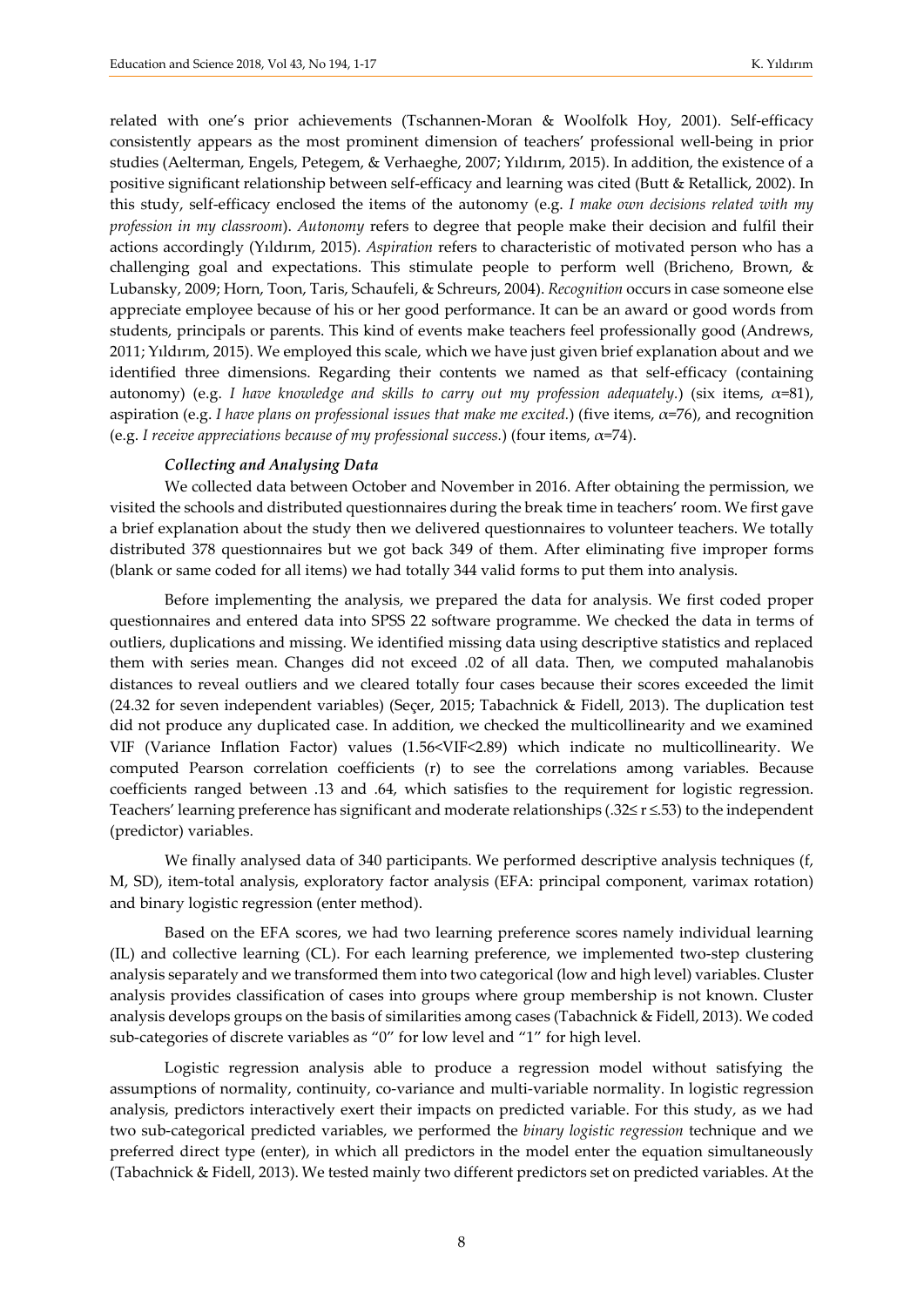related with one's prior achievements (Tschannen-Moran & Woolfolk Hoy, 2001). Self-efficacy consistently appears as the most prominent dimension of teachers' professional well-being in prior studies (Aelterman, Engels, Petegem, & Verhaeghe, 2007; Yıldırım, 2015). In addition, the existence of a positive significant relationship between self-efficacy and learning was cited (Butt & Retallick, 2002). In this study, self-efficacy enclosed the items of the autonomy (e.g. *I make own decisions related with my profession in my classroom*). *Autonomy* refers to degree that people make their decision and fulfil their actions accordingly (Yıldırım, 2015). *Aspiration* refers to characteristic of motivated person who has a challenging goal and expectations. This stimulate people to perform well (Bricheno, Brown, & Lubansky, 2009; Horn, Toon, Taris, Schaufeli, & Schreurs, 2004). *Recognition* occurs in case someone else appreciate employee because of his or her good performance. It can be an award or good words from students, principals or parents. This kind of events make teachers feel professionally good (Andrews, 2011; Yıldırım, 2015). We employed this scale, which we have just given brief explanation about and we identified three dimensions. Regarding their contents we named as that self-efficacy (containing autonomy) (e.g. *I have knowledge and skills to carry out my profession adequately.*) (six items, $\alpha$=81), aspiration (e.g. *I have plans on professional issues that make me excited.*) (five items, $\alpha$=76), and recognition (e.g. *I receive appreciations because of my professional success.*) (four items, $\alpha$=74).

### *Collecting and Analysing Data*

We collected data between October and November in 2016. After obtaining the permission, we visited the schools and distributed questionnaires during the break time in teachers' room. We first gave a brief explanation about the study then we delivered questionnaires to volunteer teachers. We totally distributed 378 questionnaires but we got back 349 of them. After eliminating five improper forms (blank or same coded for all items) we had totally 344 valid forms to put them into analysis.

Before implementing the analysis, we prepared the data for analysis. We first coded proper questionnaires and entered data into SPSS 22 software programme. We checked the data in terms of outliers, duplications and missing. We identified missing data using descriptive statistics and replaced them with series mean. Changes did not exceed .02 of all data. Then, we computed mahalanobis distances to reveal outliers and we cleared totally four cases because their scores exceeded the limit (24.32 for seven independent variables) (Seçer, 2015; Tabachnick & Fidell, 2013). The duplication test did not produce any duplicated case. In addition, we checked the multicollinearity and we examined VIF (Variance Inflation Factor) values (1.56<VIF<2.89) which indicate no multicollinearity. We computed Pearson correlation coefficients (r) to see the correlations among variables. Because coefficients ranged between .13 and .64, which satisfies to the requirement for logistic regression. Teachers' learning preference has significant and moderate relationships ($.32 \leq r \leq .53$) to the independent (predictor) variables.

We finally analysed data of 340 participants. We performed descriptive analysis techniques (f, M, SD), item-total analysis, exploratory factor analysis (EFA: principal component, varimax rotation) and binary logistic regression (enter method).

Based on the EFA scores, we had two learning preference scores namely individual learning (IL) and collective learning (CL). For each learning preference, we implemented two-step clustering analysis separately and we transformed them into two categorical (low and high level) variables. Cluster analysis provides classification of cases into groups where group membership is not known. Cluster analysis develops groups on the basis of similarities among cases (Tabachnick & Fidell, 2013). We coded sub-categories of discrete variables as "0" for low level and "1" for high level.

Logistic regression analysis able to produce a regression model without satisfying the assumptions of normality, continuity, co-variance and multi-variable normality. In logistic regression analysis, predictors interactively exert their impacts on predicted variable. For this study, as we had two sub-categorical predicted variables, we performed the *binary logistic regression* technique and we preferred direct type (enter), in which all predictors in the model enter the equation simultaneously (Tabachnick & Fidell, 2013). We tested mainly two different predictors set on predicted variables. At the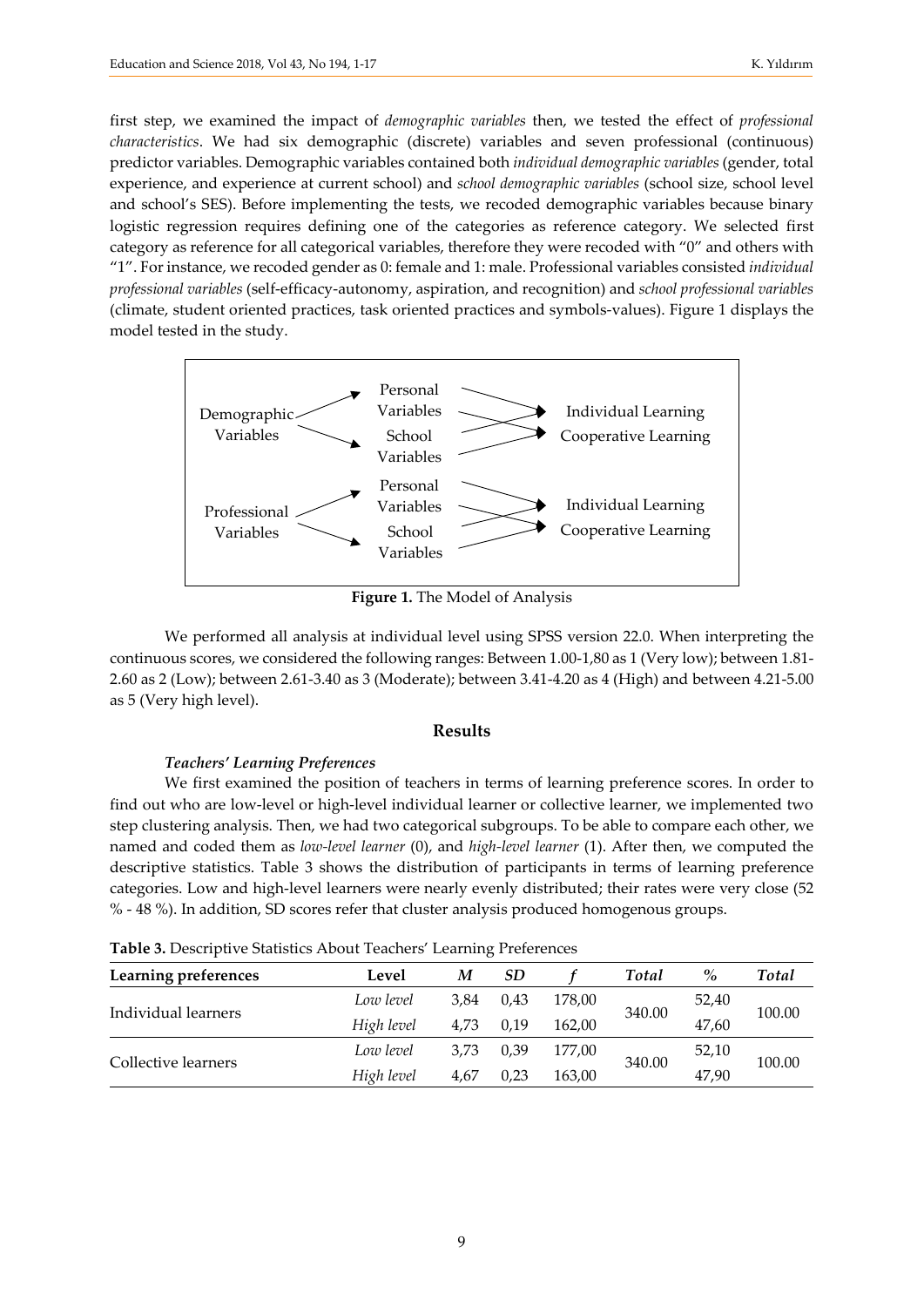first step, we examined the impact of *demographic variables* then, we tested the effect of *professional characteristics*. We had six demographic (discrete) variables and seven professional (continuous) predictor variables. Demographic variables contained both *individual demographic variables* (gender, total experience, and experience at current school) and *school demographic variables* (school size, school level and school's SES). Before implementing the tests, we recoded demographic variables because binary logistic regression requires defining one of the categories as reference category. We selected first category as reference for all categorical variables, therefore they were recoded with "0" and others with "1". For instance, we recoded gender as 0: female and 1: male. Professional variables consisted *individual professional variables* (self-efficacy-autonomy, aspiration, and recognition) and *school professional variables* (climate, student oriented practices, task oriented practices and symbols-values). Figure 1 displays the model tested in the study.

Demographic Variables → Personal Variables / School Variables → Individual Learning / Cooperative Learning

Professional Variables → Personal Variables / School Variables → Individual Learning / Cooperative Learning

**Figure 1.** The Model of Analysis

We performed all analysis at individual level using SPSS version 22.0. When interpreting the continuous scores, we considered the following ranges: Between 1.00-1,80 as 1 (Very low); between 1.81-2.60 as 2 (Low); between 2.61-3.40 as 3 (Moderate); between 3.41-4.20 as 4 (High) and between 4.21-5.00 as 5 (Very high level).

## Results

### *Teachers' Learning Preferences*

We first examined the position of teachers in terms of learning preference scores. In order to find out who are low-level or high-level individual learner or collective learner, we implemented two step clustering analysis. Then, we had two categorical subgroups. To be able to compare each other, we named and coded them as *low-level learner* (0), and *high-level learner* (1). After then, we computed the descriptive statistics. Table 3 shows the distribution of participants in terms of learning preference categories. Low and high-level learners were nearly evenly distributed; their rates were very close (52 % - 48 %). In addition, SD scores refer that cluster analysis produced homogenous groups.

**Table 3.** Descriptive Statistics About Teachers' Learning Preferences

| Learning preferences | Level | *M* | *SD* | *f* | *Total* | % | *Total* |
|---|---|---|---|---|---|---|---|
| Individual learners | *Low level* | 3,84 | 0,43 | 178,00 | 340.00 | 52,40 | 100.00 |
| | *High level* | 4,73 | 0,19 | 162,00 | | 47,60 | |
| Collective learners | *Low level* | 3,73 | 0,39 | 177,00 | 340.00 | 52,10 | 100.00 |
| | *High level* | 4,67 | 0,23 | 163,00 | | 47,90 | |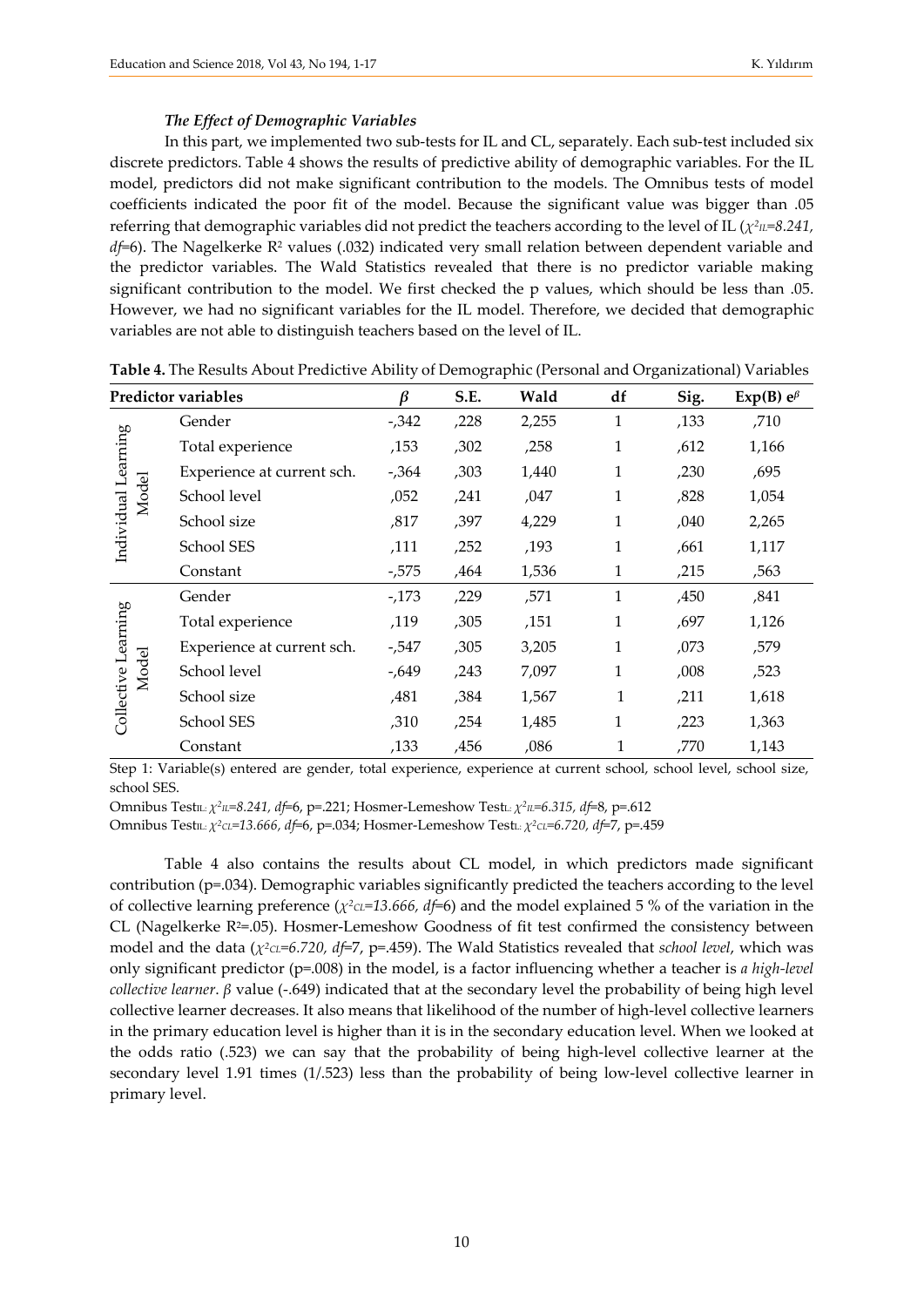### *The Effect of Demographic Variables*

In this part, we implemented two sub-tests for IL and CL, separately. Each sub-test included six discrete predictors. Table 4 shows the results of predictive ability of demographic variables. For the IL model, predictors did not make significant contribution to the models. The Omnibus tests of model coefficients indicated the poor fit of the model. Because the significant value was bigger than .05 referring that demographic variables did not predict the teachers according to the level of IL ($\chi^2_{IL}=8.241$, $df=6$). The Nagelkerke $R^2$ values (.032) indicated very small relation between dependent variable and the predictor variables. The Wald Statistics revealed that there is no predictor variable making significant contribution to the model. We first checked the p values, which should be less than .05. However, we had no significant variables for the IL model. Therefore, we decided that demographic variables are not able to distinguish teachers based on the level of IL.

**Table 4.** The Results About Predictive Ability of Demographic (Personal and Organizational) Variables

| | Predictor variables | $\beta$ | S.E. | Wald | df | Sig. | Exp(B) $e^{\beta}$ |
|---|---|---|---|---|---|---|---|
| Individual Learning Model | Gender | -,342 | ,228 | 2,255 | 1 | ,133 | ,710 |
| | Total experience | ,153 | ,302 | ,258 | 1 | ,612 | 1,166 |
| | Experience at current sch. | -,364 | ,303 | 1,440 | 1 | ,230 | ,695 |
| | School level | ,052 | ,241 | ,047 | 1 | ,828 | 1,054 |
| | School size | ,817 | ,397 | 4,229 | 1 | ,040 | 2,265 |
| | School SES | ,111 | ,252 | ,193 | 1 | ,661 | 1,117 |
| | Constant | -,575 | ,464 | 1,536 | 1 | ,215 | ,563 |
| Collective Learning Model | Gender | -,173 | ,229 | ,571 | 1 | ,450 | ,841 |
| | Total experience | ,119 | ,305 | ,151 | 1 | ,697 | 1,126 |
| | Experience at current sch. | -,547 | ,305 | 3,205 | 1 | ,073 | ,579 |
| | School level | -,649 | ,243 | 7,097 | 1 | ,008 | ,523 |
| | School size | ,481 | ,384 | 1,567 | 1 | ,211 | 1,618 |
| | School SES | ,310 | ,254 | 1,485 | 1 | ,223 | 1,363 |
| | Constant | ,133 | ,456 | ,086 | 1 | ,770 | 1,143 |

Step 1: Variable(s) entered are gender, total experience, experience at current school, school level, school size, school SES.

Omnibus Test$_{IL}$: $\chi^2_{IL}=8.241$, $df=6$, p=.221; Hosmer-Lemeshow Test$_{L}$: $\chi^2_{IL}=6.315$, $df=8$, p=.612

Omnibus Test$_{IL}$: $\chi^2_{CL}=13.666$, $df=6$, p=.034; Hosmer-Lemeshow Test$_{L}$: $\chi^2_{CL}=6.720$, $df=7$, p=.459

Table 4 also contains the results about CL model, in which predictors made significant contribution (p=.034). Demographic variables significantly predicted the teachers according to the level of collective learning preference ($\chi^2_{CL}=13.666$, $df=6$) and the model explained 5 % of the variation in the CL (Nagelkerke $R^2$=.05). Hosmer-Lemeshow Goodness of fit test confirmed the consistency between model and the data ($\chi^2_{CL}=6.720$, $df=7$, p=.459). The Wald Statistics revealed that *school level*, which was only significant predictor (p=.008) in the model, is a factor influencing whether a teacher is *a high-level collective learner*. $\beta$ value (-.649) indicated that at the secondary level the probability of being high level collective learner decreases. It also means that likelihood of the number of high-level collective learners in the primary education level is higher than it is in the secondary education level. When we looked at the odds ratio (.523) we can say that the probability of being high-level collective learner at the secondary level 1.91 times (1/.523) less than the probability of being low-level collective learner in primary level.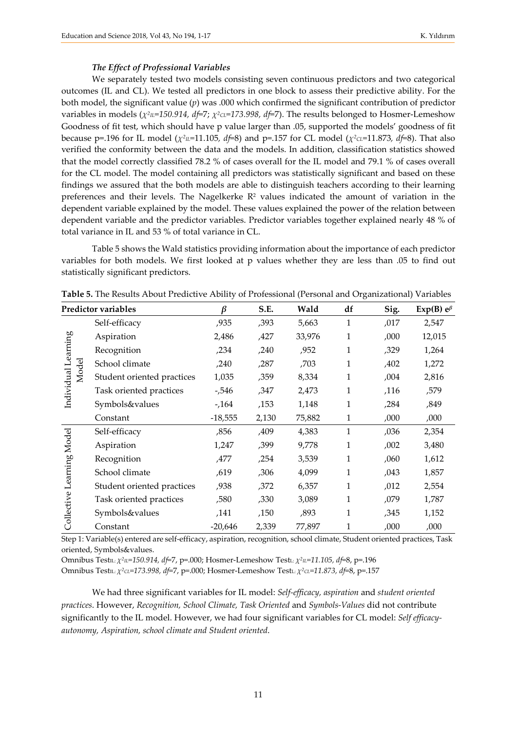### *The Effect of Professional Variables*

We separately tested two models consisting seven continuous predictors and two categorical outcomes (IL and CL). We tested all predictors in one block to assess their predictive ability. For the both model, the significant value (*p*) was .000 which confirmed the significant contribution of predictor variables in models ($\chi^2_{IL}$*=150.914, df*=7; $\chi^2_{CL}$*=173.998, df*=7). The results belonged to Hosmer-Lemeshow Goodness of fit test, which should have p value larger than .05, supported the models' goodness of fit because p=.196 for IL model ($\chi^2_{IL}$=11.105, *df*=8) and p=.157 for CL model ($\chi^2_{CL}$=11.873, *df*=8). That also verified the conformity between the data and the models. In addition, classification statistics showed that the model correctly classified 78.2 % of cases overall for the IL model and 79.1 % of cases overall for the CL model. The model containing all predictors was statistically significant and based on these findings we assured that the both models are able to distinguish teachers according to their learning preferences and their levels. The Nagelkerke $R^2$ values indicated the amount of variation in the dependent variable explained by the model. These values explained the power of the relation between dependent variable and the predictor variables. Predictor variables together explained nearly 48 % of total variance in IL and 53 % of total variance in CL.

Table 5 shows the Wald statistics providing information about the importance of each predictor variables for both models. We first looked at p values whether they are less than .05 to find out statistically significant predictors.

**Table 5.** The Results About Predictive Ability of Professional (Personal and Organizational) Variables

| Predictor variables | | $\beta$ | S.E. | Wald | df | Sig. | Exp(B) $e^\beta$ |
|---|---|---|---|---|---|---|---|
| Individual Learning Model | Self-efficacy | ,935 | ,393 | 5,663 | 1 | ,017 | 2,547 |
| | Aspiration | 2,486 | ,427 | 33,976 | 1 | ,000 | 12,015 |
| | Recognition | ,234 | ,240 | ,952 | 1 | ,329 | 1,264 |
| | School climate | ,240 | ,287 | ,703 | 1 | ,402 | 1,272 |
| | Student oriented practices | 1,035 | ,359 | 8,334 | 1 | ,004 | 2,816 |
| | Task oriented practices | -,546 | ,347 | 2,473 | 1 | ,116 | ,579 |
| | Symbols&values | -,164 | ,153 | 1,148 | 1 | ,284 | ,849 |
| | Constant | -18,555 | 2,130 | 75,882 | 1 | ,000 | ,000 |
| Collective Learning Model | Self-efficacy | ,856 | ,409 | 4,383 | 1 | ,036 | 2,354 |
| | Aspiration | 1,247 | ,399 | 9,778 | 1 | ,002 | 3,480 |
| | Recognition | ,477 | ,254 | 3,539 | 1 | ,060 | 1,612 |
| | School climate | ,619 | ,306 | 4,099 | 1 | ,043 | 1,857 |
| | Student oriented practices | ,938 | ,372 | 6,357 | 1 | ,012 | 2,554 |
| | Task oriented practices | ,580 | ,330 | 3,089 | 1 | ,079 | 1,787 |
| | Symbols&values | ,141 | ,150 | ,893 | 1 | ,345 | 1,152 |
| | Constant | -20,646 | 2,339 | 77,897 | 1 | ,000 | ,000 |

Step 1: Variable(s) entered are self-efficacy, aspiration, recognition, school climate, Student oriented practices, Task oriented, Symbols&values.

Omnibus Test$_{IL}$: $\chi^2_{IL}$*=150.914, df*=7, p=.000; Hosmer-Lemeshow Test$_{L}$: $\chi^2_{IL}$*=11.105, df*=8, p=.196

Omnibus Test$_{IL}$: $\chi^2_{CL}$*=173.998, df*=7, p=.000; Hosmer-Lemeshow Test$_{L}$: $\chi^2_{CL}$*=11.873, df*=8, p=.157

We had three significant variables for IL model: *Self-efficacy, aspiration* and *student oriented practices*. However, *Recognition, School Climate, Task Oriented* and *Symbols-Values* did not contribute significantly to the IL model. However, we had four significant variables for CL model: *Self efficacy-autonomy, Aspiration, school climate and Student oriented*.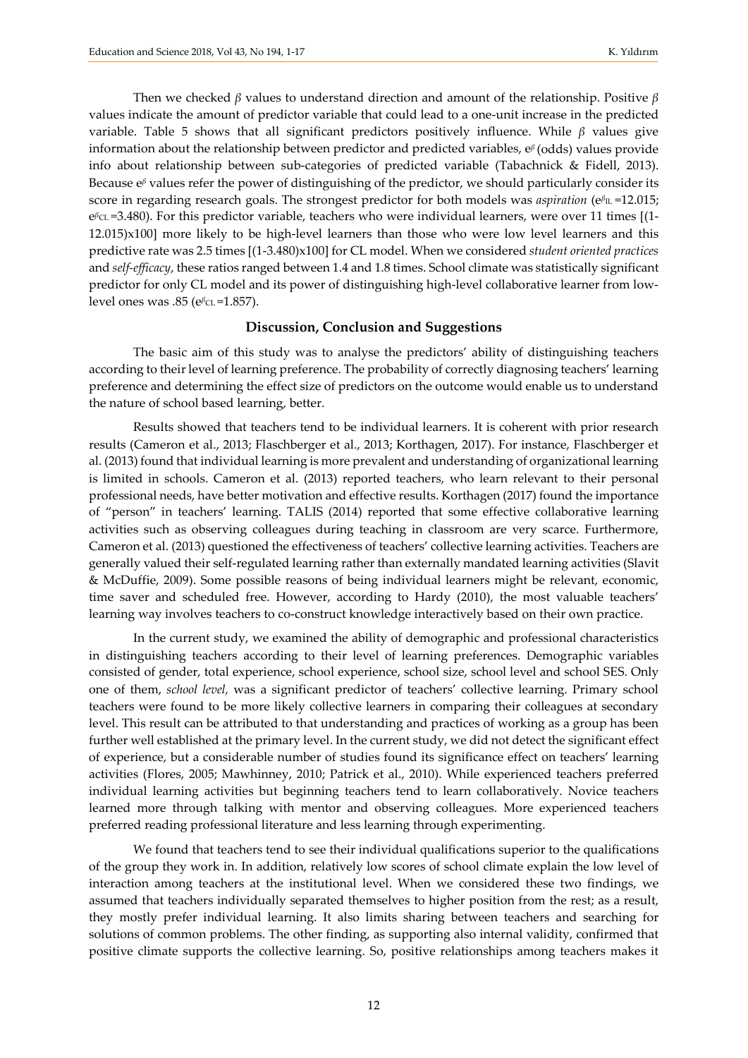Then we checked $\beta$ values to understand direction and amount of the relationship. Positive $\beta$ values indicate the amount of predictor variable that could lead to a one-unit increase in the predicted variable. Table 5 shows that all significant predictors positively influence. While $\beta$ values give information about the relationship between predictor and predicted variables, $e^{\beta}$ (odds) values provide info about relationship between sub-categories of predicted variable (Tabachnick & Fidell, 2013). Because $e^{\beta}$ values refer the power of distinguishing of the predictor, we should particularly consider its score in regarding research goals. The strongest predictor for both models was *aspiration* ($e^{\beta}{}_{IL}$ =12.015; $e^{\beta}{}_{CL}$ =3.480). For this predictor variable, teachers who were individual learners, were over 11 times [(1-12.015)x100] more likely to be high-level learners than those who were low level learners and this predictive rate was 2.5 times [(1-3.480)x100] for CL model. When we considered *student oriented practices* and *self-efficacy*, these ratios ranged between 1.4 and 1.8 times. School climate was statistically significant predictor for only CL model and its power of distinguishing high-level collaborative learner from low-level ones was .85 ($e^{\beta}{}_{CL}$ =1.857).

## Discussion, Conclusion and Suggestions

The basic aim of this study was to analyse the predictors' ability of distinguishing teachers according to their level of learning preference. The probability of correctly diagnosing teachers' learning preference and determining the effect size of predictors on the outcome would enable us to understand the nature of school based learning, better.

Results showed that teachers tend to be individual learners. It is coherent with prior research results (Cameron et al., 2013; Flaschberger et al., 2013; Korthagen, 2017). For instance, Flaschberger et al. (2013) found that individual learning is more prevalent and understanding of organizational learning is limited in schools. Cameron et al. (2013) reported teachers, who learn relevant to their personal professional needs, have better motivation and effective results. Korthagen (2017) found the importance of "person" in teachers' learning. TALIS (2014) reported that some effective collaborative learning activities such as observing colleagues during teaching in classroom are very scarce. Furthermore, Cameron et al. (2013) questioned the effectiveness of teachers' collective learning activities. Teachers are generally valued their self-regulated learning rather than externally mandated learning activities (Slavit & McDuffie, 2009). Some possible reasons of being individual learners might be relevant, economic, time saver and scheduled free. However, according to Hardy (2010), the most valuable teachers' learning way involves teachers to co-construct knowledge interactively based on their own practice.

In the current study, we examined the ability of demographic and professional characteristics in distinguishing teachers according to their level of learning preferences. Demographic variables consisted of gender, total experience, school experience, school size, school level and school SES. Only one of them, *school level,* was a significant predictor of teachers' collective learning. Primary school teachers were found to be more likely collective learners in comparing their colleagues at secondary level. This result can be attributed to that understanding and practices of working as a group has been further well established at the primary level. In the current study, we did not detect the significant effect of experience, but a considerable number of studies found its significance effect on teachers' learning activities (Flores, 2005; Mawhinney, 2010; Patrick et al., 2010). While experienced teachers preferred individual learning activities but beginning teachers tend to learn collaboratively. Novice teachers learned more through talking with mentor and observing colleagues. More experienced teachers preferred reading professional literature and less learning through experimenting.

We found that teachers tend to see their individual qualifications superior to the qualifications of the group they work in. In addition, relatively low scores of school climate explain the low level of interaction among teachers at the institutional level. When we considered these two findings, we assumed that teachers individually separated themselves to higher position from the rest; as a result, they mostly prefer individual learning. It also limits sharing between teachers and searching for solutions of common problems. The other finding, as supporting also internal validity, confirmed that positive climate supports the collective learning. So, positive relationships among teachers makes it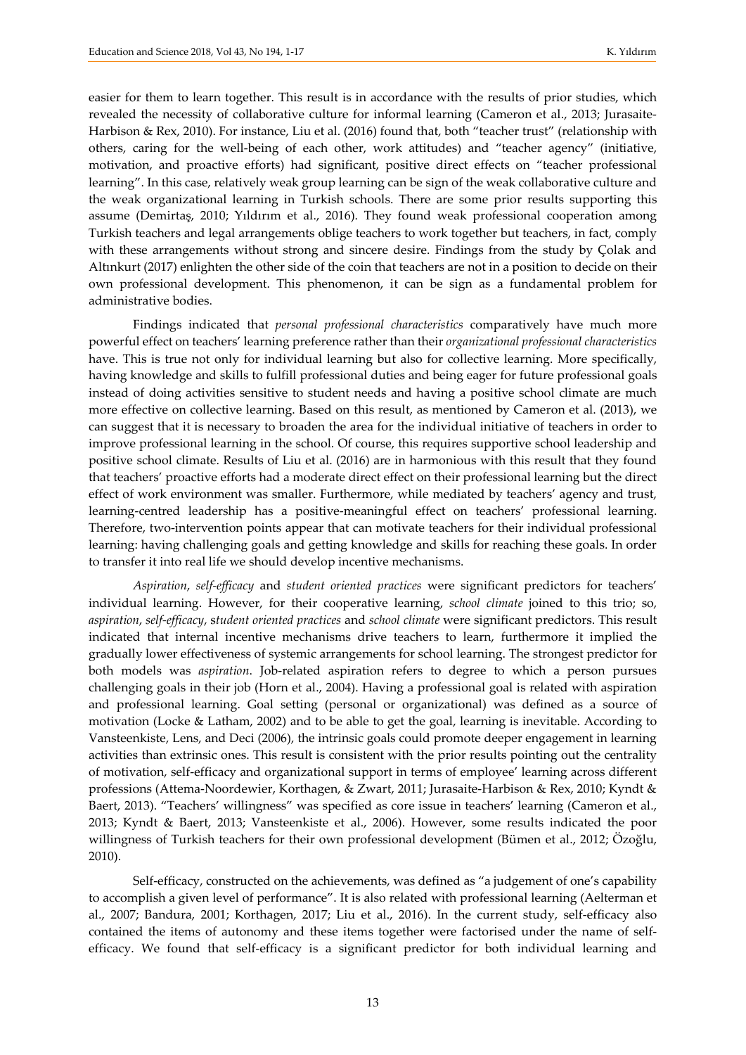easier for them to learn together. This result is in accordance with the results of prior studies, which revealed the necessity of collaborative culture for informal learning (Cameron et al., 2013; Jurasaite-Harbison & Rex, 2010). For instance, Liu et al. (2016) found that, both "teacher trust" (relationship with others, caring for the well-being of each other, work attitudes) and "teacher agency" (initiative, motivation, and proactive efforts) had significant, positive direct effects on "teacher professional learning". In this case, relatively weak group learning can be sign of the weak collaborative culture and the weak organizational learning in Turkish schools. There are some prior results supporting this assume (Demirtaş, 2010; Yıldırım et al., 2016). They found weak professional cooperation among Turkish teachers and legal arrangements oblige teachers to work together but teachers, in fact, comply with these arrangements without strong and sincere desire. Findings from the study by Çolak and Altınkurt (2017) enlighten the other side of the coin that teachers are not in a position to decide on their own professional development. This phenomenon, it can be sign as a fundamental problem for administrative bodies.

Findings indicated that *personal professional characteristics* comparatively have much more powerful effect on teachers' learning preference rather than their *organizational professional characteristics* have. This is true not only for individual learning but also for collective learning. More specifically, having knowledge and skills to fulfill professional duties and being eager for future professional goals instead of doing activities sensitive to student needs and having a positive school climate are much more effective on collective learning. Based on this result, as mentioned by Cameron et al. (2013), we can suggest that it is necessary to broaden the area for the individual initiative of teachers in order to improve professional learning in the school. Of course, this requires supportive school leadership and positive school climate. Results of Liu et al. (2016) are in harmonious with this result that they found that teachers' proactive efforts had a moderate direct effect on their professional learning but the direct effect of work environment was smaller. Furthermore, while mediated by teachers' agency and trust, learning-centred leadership has a positive-meaningful effect on teachers' professional learning. Therefore, two-intervention points appear that can motivate teachers for their individual professional learning: having challenging goals and getting knowledge and skills for reaching these goals. In order to transfer it into real life we should develop incentive mechanisms.

*Aspiration*, *self-efficacy* and *student oriented practices* were significant predictors for teachers' individual learning. However, for their cooperative learning, *school climate* joined to this trio; so, *aspiration*, *self-efficacy*, *student oriented practices* and *school climate* were significant predictors. This result indicated that internal incentive mechanisms drive teachers to learn, furthermore it implied the gradually lower effectiveness of systemic arrangements for school learning. The strongest predictor for both models was *aspiration*. Job-related aspiration refers to degree to which a person pursues challenging goals in their job (Horn et al., 2004). Having a professional goal is related with aspiration and professional learning. Goal setting (personal or organizational) was defined as a source of motivation (Locke & Latham, 2002) and to be able to get the goal, learning is inevitable. According to Vansteenkiste, Lens, and Deci (2006), the intrinsic goals could promote deeper engagement in learning activities than extrinsic ones. This result is consistent with the prior results pointing out the centrality of motivation, self-efficacy and organizational support in terms of employee' learning across different professions (Attema-Noordewier, Korthagen, & Zwart, 2011; Jurasaite-Harbison & Rex, 2010; Kyndt & Baert, 2013). "Teachers' willingness" was specified as core issue in teachers' learning (Cameron et al., 2013; Kyndt & Baert, 2013; Vansteenkiste et al., 2006). However, some results indicated the poor willingness of Turkish teachers for their own professional development (Bümen et al., 2012; Özoğlu, 2010).

Self-efficacy, constructed on the achievements, was defined as "a judgement of one's capability to accomplish a given level of performance". It is also related with professional learning (Aelterman et al., 2007; Bandura, 2001; Korthagen, 2017; Liu et al., 2016). In the current study, self-efficacy also contained the items of autonomy and these items together were factorised under the name of self-efficacy. We found that self-efficacy is a significant predictor for both individual learning and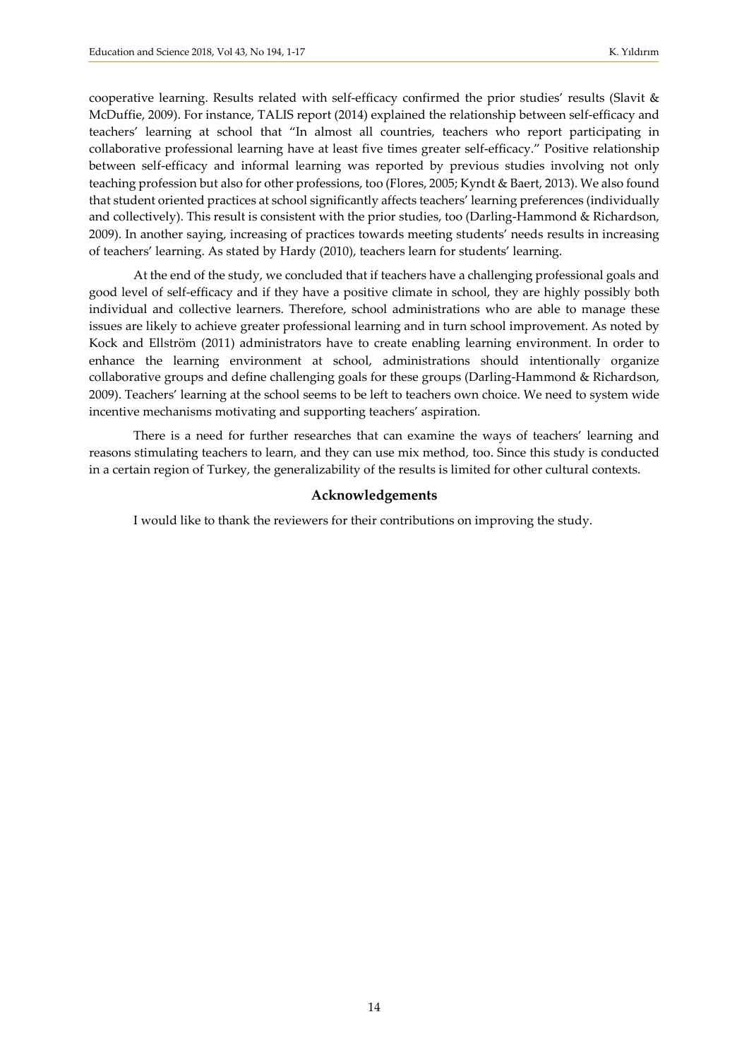cooperative learning. Results related with self-efficacy confirmed the prior studies' results (Slavit & McDuffie, 2009). For instance, TALIS report (2014) explained the relationship between self-efficacy and teachers' learning at school that "In almost all countries, teachers who report participating in collaborative professional learning have at least five times greater self-efficacy." Positive relationship between self-efficacy and informal learning was reported by previous studies involving not only teaching profession but also for other professions, too (Flores, 2005; Kyndt & Baert, 2013). We also found that student oriented practices at school significantly affects teachers' learning preferences (individually and collectively). This result is consistent with the prior studies, too (Darling-Hammond & Richardson, 2009). In another saying, increasing of practices towards meeting students' needs results in increasing of teachers' learning. As stated by Hardy (2010), teachers learn for students' learning.

At the end of the study, we concluded that if teachers have a challenging professional goals and good level of self-efficacy and if they have a positive climate in school, they are highly possibly both individual and collective learners. Therefore, school administrations who are able to manage these issues are likely to achieve greater professional learning and in turn school improvement. As noted by Kock and Ellström (2011) administrators have to create enabling learning environment. In order to enhance the learning environment at school, administrations should intentionally organize collaborative groups and define challenging goals for these groups (Darling-Hammond & Richardson, 2009). Teachers' learning at the school seems to be left to teachers own choice. We need to system wide incentive mechanisms motivating and supporting teachers' aspiration.

There is a need for further researches that can examine the ways of teachers' learning and reasons stimulating teachers to learn, and they can use mix method, too. Since this study is conducted in a certain region of Turkey, the generalizability of the results is limited for other cultural contexts.

## Acknowledgements

I would like to thank the reviewers for their contributions on improving the study.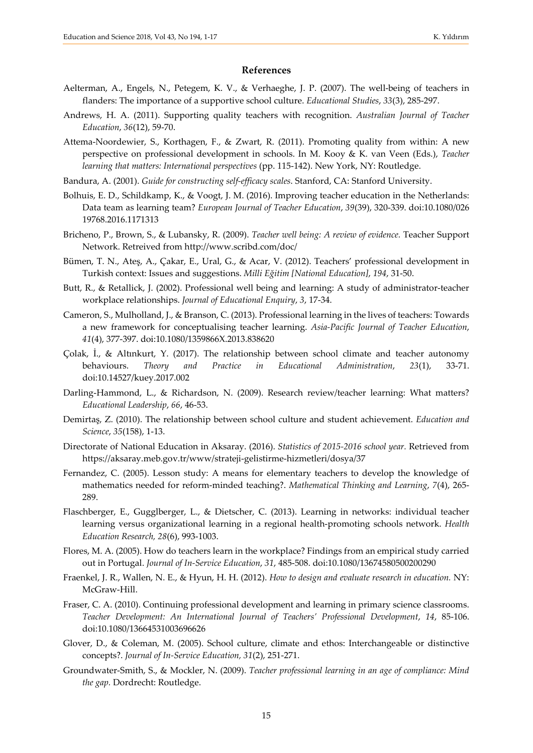## References

Aelterman, A., Engels, N., Petegem, K. V., & Verhaeghe, J. P. (2007). The well-being of teachers in flanders: The importance of a supportive school culture. *Educational Studies*, *33*(3), 285-297.

Andrews, H. A. (2011). Supporting quality teachers with recognition. *Australian Journal of Teacher Education*, *36*(12), 59-70.

Attema-Noordewier, S., Korthagen, F., & Zwart, R. (2011). Promoting quality from within: A new perspective on professional development in schools. In M. Kooy & K. van Veen (Eds.), *Teacher learning that matters: International perspectives* (pp. 115-142). New York, NY: Routledge.

Bandura, A. (2001). *Guide for constructing self-efficacy scales*. Stanford, CA: Stanford University.

Bolhuis, E. D., Schildkamp, K., & Voogt, J. M. (2016). Improving teacher education in the Netherlands: Data team as learning team? *European Journal of Teacher Education*, *39*(39), 320-339. doi:10.1080/02619768.2016.1171313

Bricheno, P., Brown, S., & Lubansky, R. (2009). *Teacher well being: A review of evidence.* Teacher Support Network. Retreived from http://www.scribd.com/doc/

Bümen, T. N., Ateş, A., Çakar, E., Ural, G., & Acar, V. (2012). Teachers' professional development in Turkish context: Issues and suggestions. *Milli Eğitim [National Education]*, *194*, 31-50.

Butt, R., & Retallick, J. (2002). Professional well being and learning: A study of administrator-teacher workplace relationships. *Journal of Educational Enquiry*, *3*, 17-34.

Cameron, S., Mulholland, J., & Branson, C. (2013). Professional learning in the lives of teachers: Towards a new framework for conceptualising teacher learning. *Asia-Pacific Journal of Teacher Education*, *41*(4), 377-397. doi:10.1080/1359866X.2013.838620

Çolak, İ., & Altınkurt, Y. (2017). The relationship between school climate and teacher autonomy behaviours. *Theory and Practice in Educational Administration*, *23*(1), 33-71. doi:10.14527/kuey.2017.002

Darling-Hammond, L., & Richardson, N. (2009). Research review/teacher learning: What matters? *Educational Leadership*, *66*, 46-53.

Demirtaş, Z. (2010). The relationship between school culture and student achievement. *Education and Science*, *35*(158), 1-13.

Directorate of National Education in Aksaray. (2016). *Statistics of 2015-2016 school year.* Retrieved from https://aksaray.meb.gov.tr/www/strateji-gelistirme-hizmetleri/dosya/37

Fernandez, C. (2005). Lesson study: A means for elementary teachers to develop the knowledge of mathematics needed for reform-minded teaching?. *Mathematical Thinking and Learning*, *7*(4), 265-289.

Flaschberger, E., Gugglberger, L., & Dietscher, C. (2013). Learning in networks: individual teacher learning versus organizational learning in a regional health-promoting schools network. *Health Education Research, 28*(6), 993-1003.

Flores, M. A. (2005). How do teachers learn in the workplace? Findings from an empirical study carried out in Portugal. *Journal of In-Service Education*, *31*, 485-508. doi:10.1080/13674580500200290

Fraenkel, J. R., Wallen, N. E., & Hyun, H. H. (2012). *How to design and evaluate research in education.* NY: McGraw-Hill.

Fraser, C. A. (2010). Continuing professional development and learning in primary science classrooms. *Teacher Development: An International Journal of Teachers' Professional Development*, *14*, 85-106. doi:10.1080/13664531003696626

Glover, D., & Coleman, M. (2005). School culture, climate and ethos: Interchangeable or distinctive concepts?. *Journal of In-Service Education, 31*(2), 251-271.

Groundwater-Smith, S., & Mockler, N. (2009). *Teacher professional learning in an age of compliance: Mind the gap.* Dordrecht: Routledge.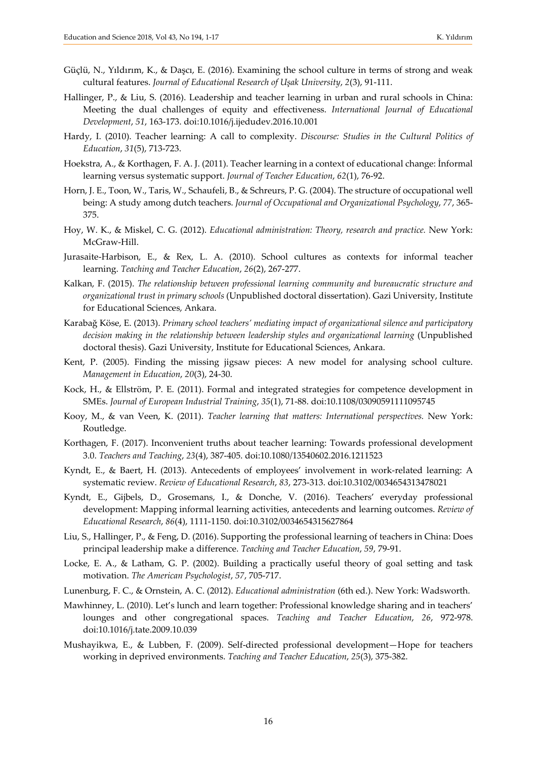Güçlü, N., Yıldırım, K., & Daşcı, E. (2016). Examining the school culture in terms of strong and weak cultural features. *Journal of Educational Research of Uşak University*, *2*(3), 91-111.

Hallinger, P., & Liu, S. (2016). Leadership and teacher learning in urban and rural schools in China: Meeting the dual challenges of equity and effectiveness. *International Journal of Educational Development*, *51*, 163-173. doi:10.1016/j.ijedudev.2016.10.001

Hardy, I. (2010). Teacher learning: A call to complexity. *Discourse: Studies in the Cultural Politics of Education*, *31*(5), 713-723.

Hoekstra, A., & Korthagen, F. A. J. (2011). Teacher learning in a context of educational change: İnformal learning versus systematic support. *Journal of Teacher Education*, *62*(1), 76-92.

Horn, J. E., Toon, W., Taris, W., Schaufeli, B., & Schreurs, P. G. (2004). The structure of occupational well being: A study among dutch teachers. *Journal of Occupational and Organizational Psychology*, *77*, 365-375.

Hoy, W. K., & Miskel, C. G. (2012). *Educational administration: Theory, research and practice.* New York: McGraw-Hill.

Jurasaite-Harbison, E., & Rex, L. A. (2010). School cultures as contexts for informal teacher learning. *Teaching and Teacher Education*, *26*(2), 267-277.

Kalkan, F. (2015). *The relationship between professional learning community and bureaucratic structure and organizational trust in primary schools* (Unpublished doctoral dissertation). Gazi University, Institute for Educational Sciences, Ankara.

Karabağ Köse, E. (2013). *Primary school teachers' mediating impact of organizational silence and participatory decision making in the relationship between leadership styles and organizational learning* (Unpublished doctoral thesis). Gazi University, Institute for Educational Sciences, Ankara.

Kent, P. (2005). Finding the missing jigsaw pieces: A new model for analysing school culture. *Management in Education*, *20*(3), 24-30.

Kock, H., & Ellström, P. E. (2011). Formal and integrated strategies for competence development in SMEs. *Journal of European Industrial Training*, *35*(1), 71-88. doi:10.1108/03090591111095745

Kooy, M., & van Veen, K. (2011). *Teacher learning that matters: International perspectives.* New York: Routledge.

Korthagen, F. (2017). Inconvenient truths about teacher learning: Towards professional development 3.0. *Teachers and Teaching*, *23*(4), 387-405. doi:10.1080/13540602.2016.1211523

Kyndt, E., & Baert, H. (2013). Antecedents of employees' involvement in work-related learning: A systematic review. *Review of Educational Research*, *83*, 273-313. doi:10.3102/0034654313478021

Kyndt, E., Gijbels, D., Grosemans, I., & Donche, V. (2016). Teachers' everyday professional development: Mapping informal learning activities, antecedents and learning outcomes. *Review of Educational Research*, *86*(4), 1111-1150. doi:10.3102/0034654315627864

Liu, S., Hallinger, P., & Feng, D. (2016). Supporting the professional learning of teachers in China: Does principal leadership make a difference. *Teaching and Teacher Education*, *59*, 79-91.

Locke, E. A., & Latham, G. P. (2002). Building a practically useful theory of goal setting and task motivation. *The American Psychologist*, *57*, 705-717.

Lunenburg, F. C., & Ornstein, A. C. (2012). *Educational administration* (6th ed.). New York: Wadsworth.

Mawhinney, L. (2010). Let's lunch and learn together: Professional knowledge sharing and in teachers' lounges and other congregational spaces. *Teaching and Teacher Education*, *26*, 972-978. doi:10.1016/j.tate.2009.10.039

Mushayikwa, E., & Lubben, F. (2009). Self-directed professional development—Hope for teachers working in deprived environments. *Teaching and Teacher Education*, *25*(3), 375-382.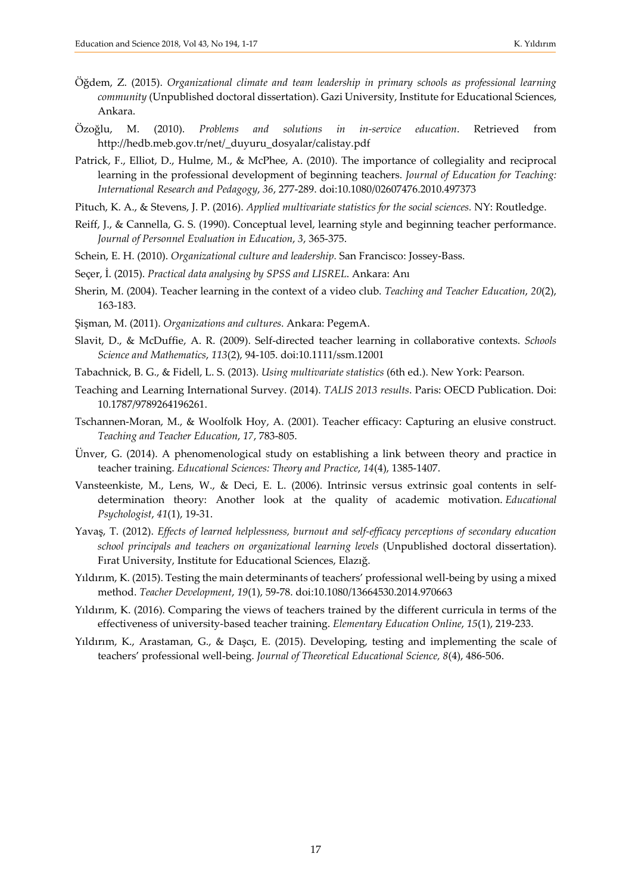Öğdem, Z. (2015). *Organizational climate and team leadership in primary schools as professional learning community* (Unpublished doctoral dissertation). Gazi University, Institute for Educational Sciences, Ankara.

Özoğlu, M. (2010). *Problems and solutions in in-service education*. Retrieved from http://hedb.meb.gov.tr/net/_duyuru_dosyalar/calistay.pdf

Patrick, F., Elliot, D., Hulme, M., & McPhee, A. (2010). The importance of collegiality and reciprocal learning in the professional development of beginning teachers. *Journal of Education for Teaching: International Research and Pedagogy*, *36*, 277-289. doi:10.1080/02607476.2010.497373

Pituch, K. A., & Stevens, J. P. (2016). *Applied multivariate statistics for the social sciences.* NY: Routledge.

Reiff, J., & Cannella, G. S. (1990). Conceptual level, learning style and beginning teacher performance. *Journal of Personnel Evaluation in Education*, *3*, 365-375.

Schein, E. H. (2010). *Organizational culture and leadership.* San Francisco: Jossey-Bass.

Seçer, İ. (2015). *Practical data analysing by SPSS and LISREL*. Ankara: Anı

Sherin, M. (2004). Teacher learning in the context of a video club. *Teaching and Teacher Education*, *20*(2), 163-183.

Şişman, M. (2011). *Organizations and cultures*. Ankara: PegemA.

Slavit, D., & McDuffie, A. R. (2009). Self-directed teacher learning in collaborative contexts. *Schools Science and Mathematics*, *113*(2), 94-105. doi:10.1111/ssm.12001

Tabachnick, B. G., & Fidell, L. S. (2013). *Using multivariate statistics* (6th ed.). New York: Pearson.

Teaching and Learning International Survey. (2014). *TALIS 2013 results*. Paris: OECD Publication. Doi: 10.1787/9789264196261.

Tschannen-Moran, M., & Woolfolk Hoy, A. (2001). Teacher efficacy: Capturing an elusive construct. *Teaching and Teacher Education*, *17*, 783-805.

Ünver, G. (2014). A phenomenological study on establishing a link between theory and practice in teacher training. *Educational Sciences: Theory and Practice*, *14*(4), 1385-1407.

Vansteenkiste, M., Lens, W., & Deci, E. L. (2006). Intrinsic versus extrinsic goal contents in self-determination theory: Another look at the quality of academic motivation. *Educational Psychologist*, *41*(1), 19-31.

Yavaş, T. (2012). *Effects of learned helplessness, burnout and self-efficacy perceptions of secondary education school principals and teachers on organizational learning levels* (Unpublished doctoral dissertation). Fırat University, Institute for Educational Sciences, Elazığ.

Yıldırım, K. (2015). Testing the main determinants of teachers' professional well-being by using a mixed method. *Teacher Development*, *19*(1), 59-78. doi:10.1080/13664530.2014.970663

Yıldırım, K. (2016). Comparing the views of teachers trained by the different curricula in terms of the effectiveness of university-based teacher training. *Elementary Education Online*, *15*(1), 219-233.

Yıldırım, K., Arastaman, G., & Daşcı, E. (2015). Developing, testing and implementing the scale of teachers' professional well-being. *Journal of Theoretical Educational Science, 8*(4), 486-506.